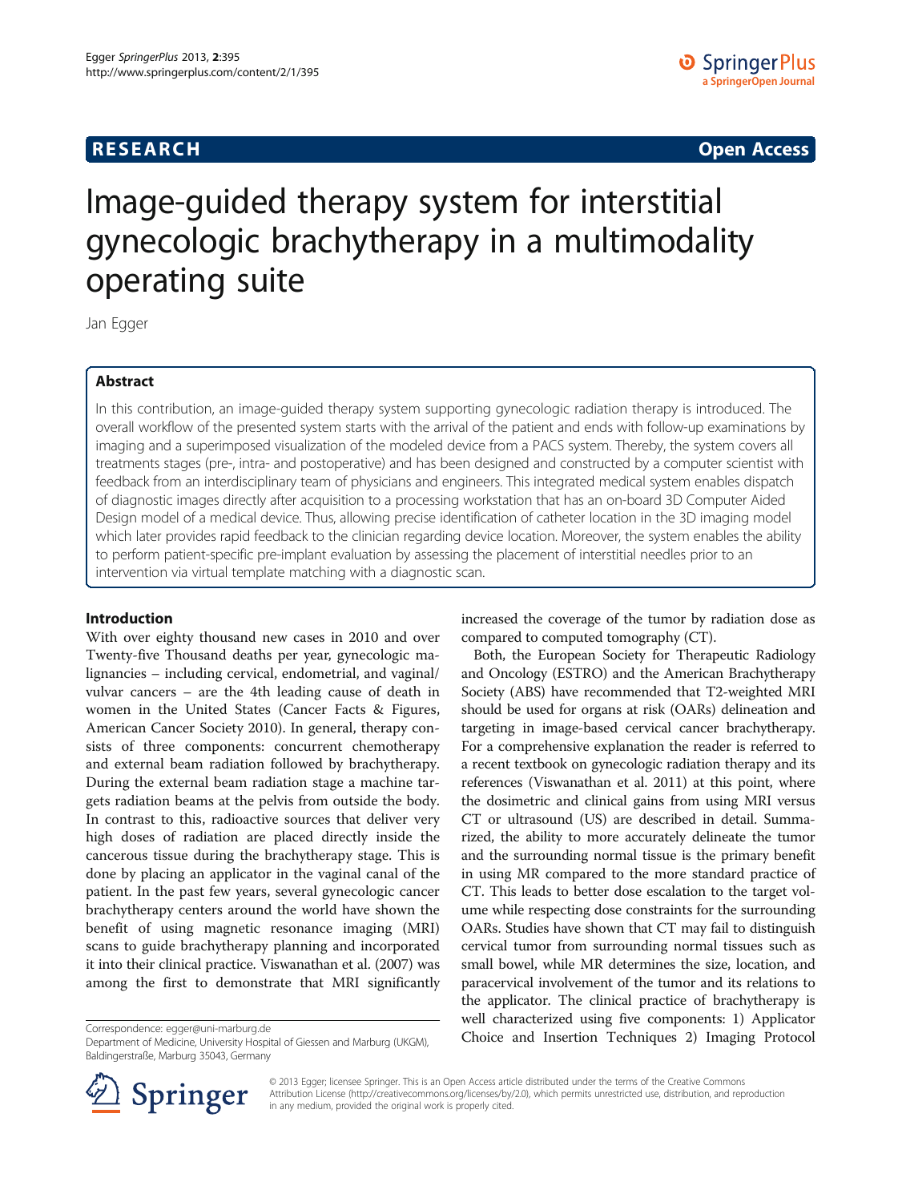**RESEARCH** **Open Access**

# Image-guided therapy system for interstitial gynecologic brachytherapy in a multimodality operating suite

Jan Egger

## Abstract

In this contribution, an image-guided therapy system supporting gynecologic radiation therapy is introduced. The overall workflow of the presented system starts with the arrival of the patient and ends with follow-up examinations by imaging and a superimposed visualization of the modeled device from a PACS system. Thereby, the system covers all treatments stages (pre-, intra- and postoperative) and has been designed and constructed by a computer scientist with feedback from an interdisciplinary team of physicians and engineers. This integrated medical system enables dispatch of diagnostic images directly after acquisition to a processing workstation that has an on-board 3D Computer Aided Design model of a medical device. Thus, allowing precise identification of catheter location in the 3D imaging model which later provides rapid feedback to the clinician regarding device location. Moreover, the system enables the ability to perform patient-specific pre-implant evaluation by assessing the placement of interstitial needles prior to an intervention via virtual template matching with a diagnostic scan.

## Introduction

With over eighty thousand new cases in 2010 and over Twenty-five Thousand deaths per year, gynecologic malignancies – including cervical, endometrial, and vaginal/vulvar cancers – are the 4th leading cause of death in women in the United States (Cancer Facts & Figures, American Cancer Society 2010). In general, therapy consists of three components: concurrent chemotherapy and external beam radiation followed by brachytherapy. During the external beam radiation stage a machine targets radiation beams at the pelvis from outside the body. In contrast to this, radioactive sources that deliver very high doses of radiation are placed directly inside the cancerous tissue during the brachytherapy stage. This is done by placing an applicator in the vaginal canal of the patient. In the past few years, several gynecologic cancer brachytherapy centers around the world have shown the benefit of using magnetic resonance imaging (MRI) scans to guide brachytherapy planning and incorporated it into their clinical practice. Viswanathan et al. (2007) was among the first to demonstrate that MRI significantly increased the coverage of the tumor by radiation dose as compared to computed tomography (CT).

Both, the European Society for Therapeutic Radiology and Oncology (ESTRO) and the American Brachytherapy Society (ABS) have recommended that T2-weighted MRI should be used for organs at risk (OARs) delineation and targeting in image-based cervical cancer brachytherapy. For a comprehensive explanation the reader is referred to a recent textbook on gynecologic radiation therapy and its references (Viswanathan et al. 2011) at this point, where the dosimetric and clinical gains from using MRI versus CT or ultrasound (US) are described in detail. Summarized, the ability to more accurately delineate the tumor and the surrounding normal tissue is the primary benefit in using MR compared to the more standard practice of CT. This leads to better dose escalation to the target volume while respecting dose constraints for the surrounding OARs. Studies have shown that CT may fail to distinguish cervical tumor from surrounding normal tissues such as small bowel, while MR determines the size, location, and paracervical involvement of the tumor and its relations to the applicator. The clinical practice of brachytherapy is well characterized using five components: 1) Applicator Choice and Insertion Techniques 2) Imaging Protocol

Correspondence: egger@uni-marburg.de
Department of Medicine, University Hospital of Giessen and Marburg (UKGM), Baldingerstraße, Marburg 35043, Germany

© 2013 Egger; licensee Springer. This is an Open Access article distributed under the terms of the Creative Commons Attribution License (http://creativecommons.org/licenses/by/2.0), which permits unrestricted use, distribution, and reproduction in any medium, provided the original work is properly cited.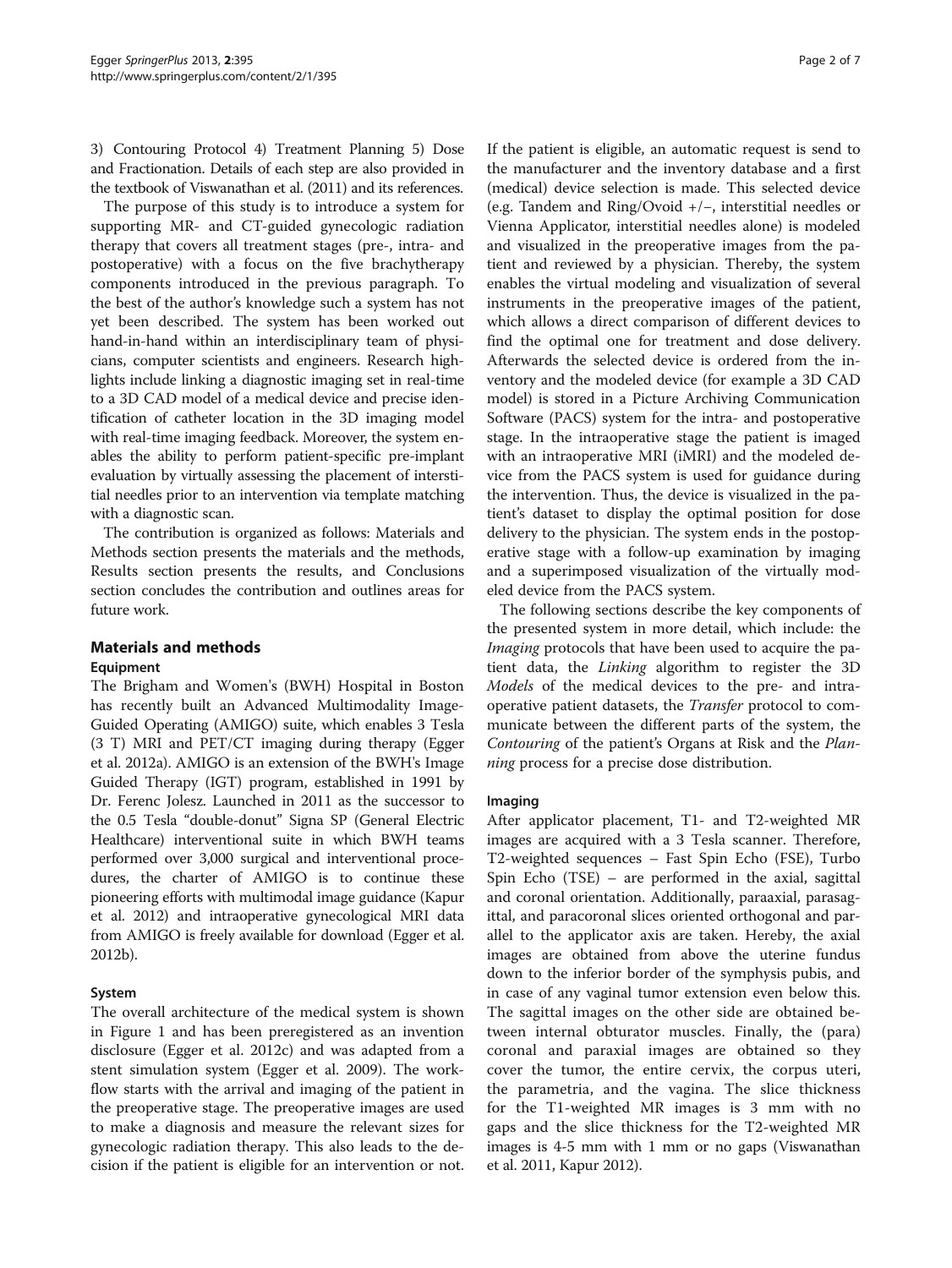3) Contouring Protocol 4) Treatment Planning 5) Dose and Fractionation. Details of each step are also provided in the textbook of Viswanathan et al. (2011) and its references.

The purpose of this study is to introduce a system for supporting MR- and CT-guided gynecologic radiation therapy that covers all treatment stages (pre-, intra- and postoperative) with a focus on the five brachytherapy components introduced in the previous paragraph. To the best of the author's knowledge such a system has not yet been described. The system has been worked out hand-in-hand within an interdisciplinary team of physicians, computer scientists and engineers. Research highlights include linking a diagnostic imaging set in real-time to a 3D CAD model of a medical device and precise identification of catheter location in the 3D imaging model with real-time imaging feedback. Moreover, the system enables the ability to perform patient-specific pre-implant evaluation by virtually assessing the placement of interstitial needles prior to an intervention via template matching with a diagnostic scan.

The contribution is organized as follows: Materials and Methods section presents the materials and the methods, Results section presents the results, and Conclusions section concludes the contribution and outlines areas for future work.

## Materials and methods

### Equipment

The Brigham and Women's (BWH) Hospital in Boston has recently built an Advanced Multimodality Image-Guided Operating (AMIGO) suite, which enables 3 Tesla (3 T) MRI and PET/CT imaging during therapy (Egger et al. 2012a). AMIGO is an extension of the BWH's Image Guided Therapy (IGT) program, established in 1991 by Dr. Ferenc Jolesz. Launched in 2011 as the successor to the 0.5 Tesla "double-donut" Signa SP (General Electric Healthcare) interventional suite in which BWH teams performed over 3,000 surgical and interventional procedures, the charter of AMIGO is to continue these pioneering efforts with multimodal image guidance (Kapur et al. 2012) and intraoperative gynecological MRI data from AMIGO is freely available for download (Egger et al. 2012b).

### System

The overall architecture of the medical system is shown in Figure 1 and has been preregistered as an invention disclosure (Egger et al. 2012c) and was adapted from a stent simulation system (Egger et al. 2009). The workflow starts with the arrival and imaging of the patient in the preoperative stage. The preoperative images are used to make a diagnosis and measure the relevant sizes for gynecologic radiation therapy. This also leads to the decision if the patient is eligible for an intervention or not. If the patient is eligible, an automatic request is send to the manufacturer and the inventory database and a first (medical) device selection is made. This selected device (e.g. Tandem and Ring/Ovoid +/−, interstitial needles or Vienna Applicator, interstitial needles alone) is modeled and visualized in the preoperative images from the patient and reviewed by a physician. Thereby, the system enables the virtual modeling and visualization of several instruments in the preoperative images of the patient, which allows a direct comparison of different devices to find the optimal one for treatment and dose delivery. Afterwards the selected device is ordered from the inventory and the modeled device (for example a 3D CAD model) is stored in a Picture Archiving Communication Software (PACS) system for the intra- and postoperative stage. In the intraoperative stage the patient is imaged with an intraoperative MRI (iMRI) and the modeled device from the PACS system is used for guidance during the intervention. Thus, the device is visualized in the patient's dataset to display the optimal position for dose delivery to the physician. The system ends in the postoperative stage with a follow-up examination by imaging and a superimposed visualization of the virtually modeled device from the PACS system.

The following sections describe the key components of the presented system in more detail, which include: the *Imaging* protocols that have been used to acquire the patient data, the *Linking* algorithm to register the 3D *Models* of the medical devices to the pre- and intraoperative patient datasets, the *Transfer* protocol to communicate between the different parts of the system, the *Contouring* of the patient's Organs at Risk and the *Planning* process for a precise dose distribution.

### Imaging

After applicator placement, T1- and T2-weighted MR images are acquired with a 3 Tesla scanner. Therefore, T2-weighted sequences – Fast Spin Echo (FSE), Turbo Spin Echo (TSE) – are performed in the axial, sagittal and coronal orientation. Additionally, paraaxial, parasagittal, and paracoronal slices oriented orthogonal and parallel to the applicator axis are taken. Hereby, the axial images are obtained from above the uterine fundus down to the inferior border of the symphysis pubis, and in case of any vaginal tumor extension even below this. The sagittal images on the other side are obtained between internal obturator muscles. Finally, the (para) coronal and paraxial images are obtained so they cover the tumor, the entire cervix, the corpus uteri, the parametria, and the vagina. The slice thickness for the T1-weighted MR images is 3 mm with no gaps and the slice thickness for the T2-weighted MR images is 4-5 mm with 1 mm or no gaps (Viswanathan et al. 2011, Kapur 2012).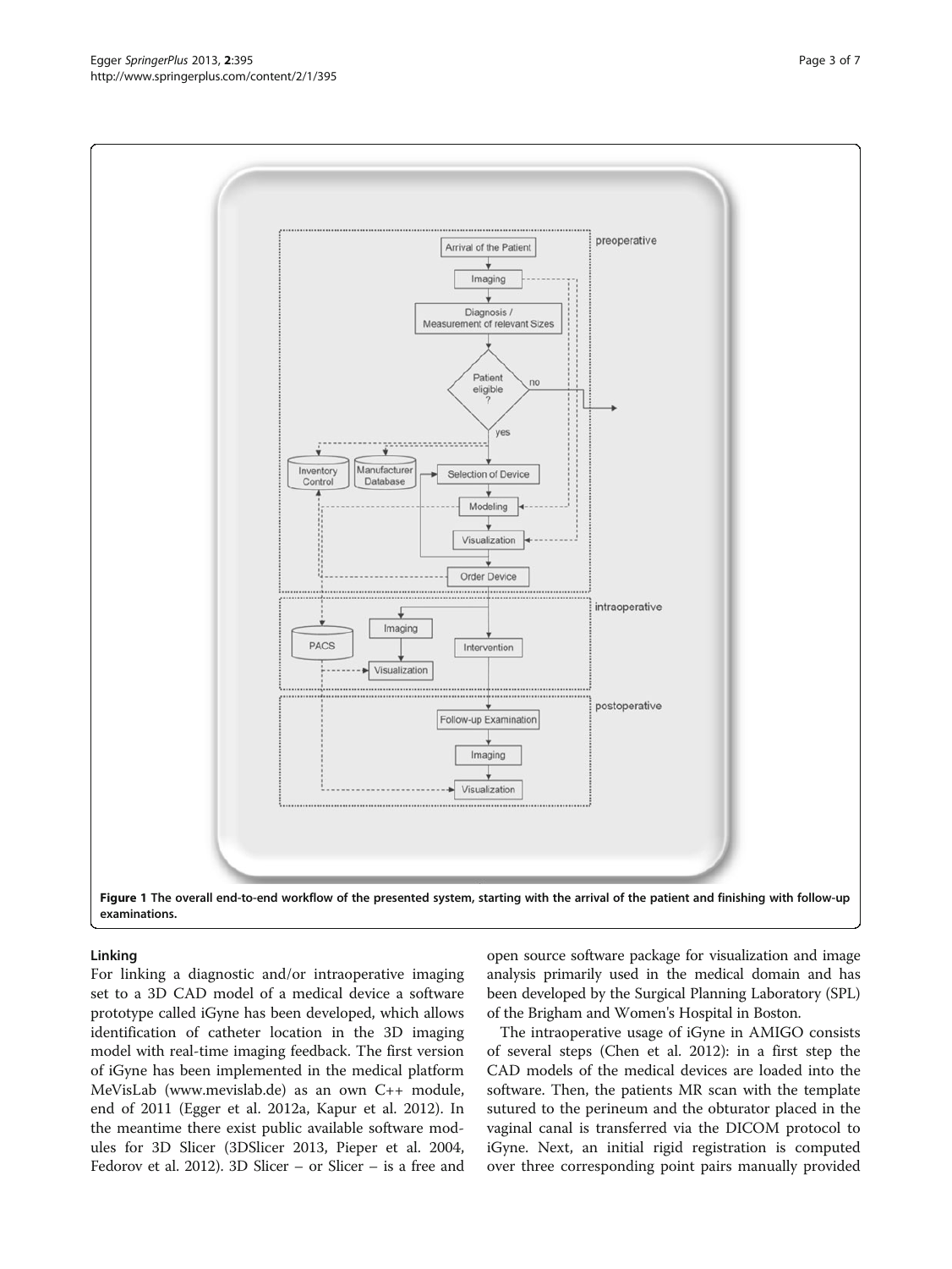**Figure 1 The overall end-to-end workflow of the presented system, starting with the arrival of the patient and finishing with follow-up examinations.**

## Linking

For linking a diagnostic and/or intraoperative imaging set to a 3D CAD model of a medical device a software prototype called iGyne has been developed, which allows identification of catheter location in the 3D imaging model with real-time imaging feedback. The first version of iGyne has been implemented in the medical platform MeVisLab (www.mevislab.de) as an own C++ module, end of 2011 (Egger et al. 2012a, Kapur et al. 2012). In the meantime there exist public available software modules for 3D Slicer (3DSlicer 2013, Pieper et al. 2004, Fedorov et al. 2012). 3D Slicer – or Slicer – is a free and open source software package for visualization and image analysis primarily used in the medical domain and has been developed by the Surgical Planning Laboratory (SPL) of the Brigham and Women's Hospital in Boston.

The intraoperative usage of iGyne in AMIGO consists of several steps (Chen et al. 2012): in a first step the CAD models of the medical devices are loaded into the software. Then, the patients MR scan with the template sutured to the perineum and the obturator placed in the vaginal canal is transferred via the DICOM protocol to iGyne. Next, an initial rigid registration is computed over three corresponding point pairs manually provided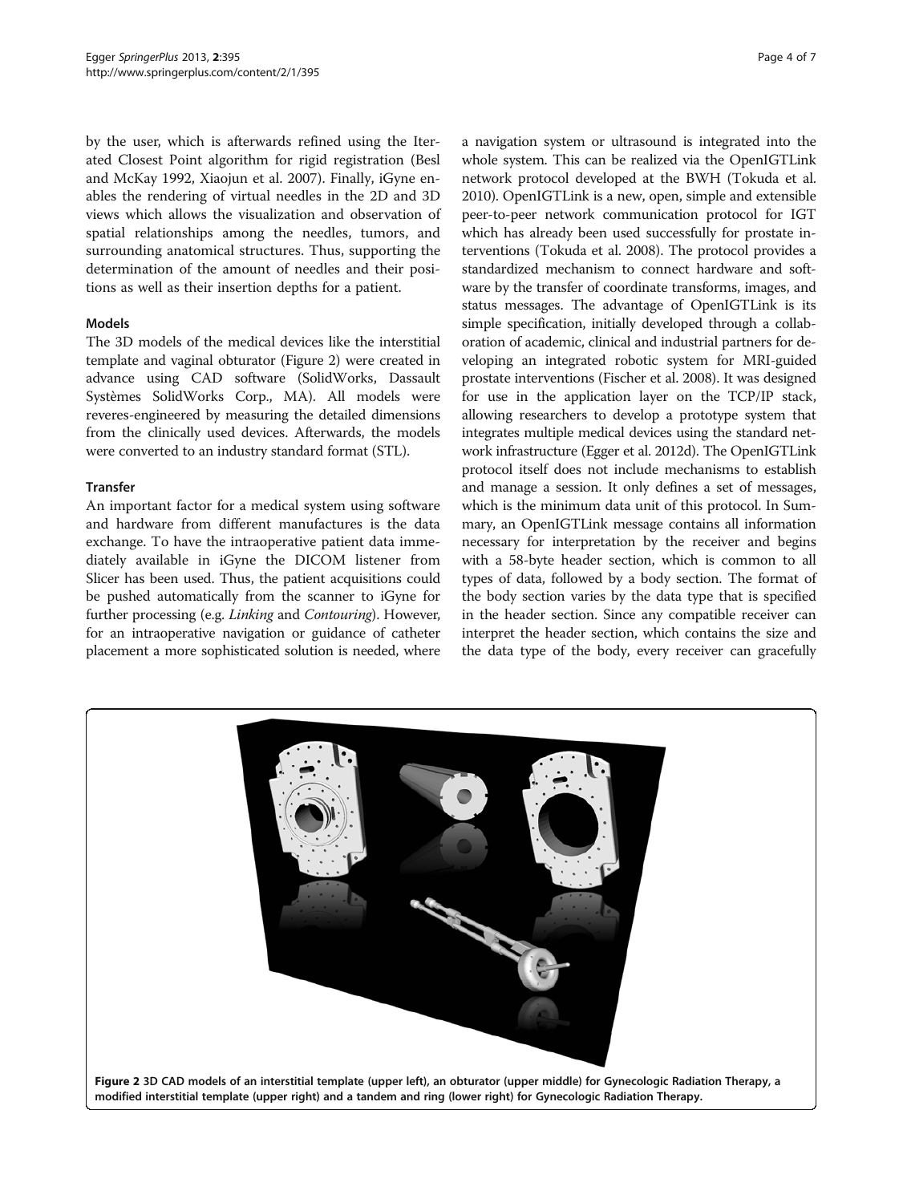by the user, which is afterwards refined using the Iterated Closest Point algorithm for rigid registration (Besl and McKay 1992, Xiaojun et al. 2007). Finally, iGyne enables the rendering of virtual needles in the 2D and 3D views which allows the visualization and observation of spatial relationships among the needles, tumors, and surrounding anatomical structures. Thus, supporting the determination of the amount of needles and their positions as well as their insertion depths for a patient.

### Models

The 3D models of the medical devices like the interstitial template and vaginal obturator (Figure 2) were created in advance using CAD software (SolidWorks, Dassault Systèmes SolidWorks Corp., MA). All models were reveres-engineered by measuring the detailed dimensions from the clinically used devices. Afterwards, the models were converted to an industry standard format (STL).

### Transfer

An important factor for a medical system using software and hardware from different manufactures is the data exchange. To have the intraoperative patient data immediately available in iGyne the DICOM listener from Slicer has been used. Thus, the patient acquisitions could be pushed automatically from the scanner to iGyne for further processing (e.g. *Linking* and *Contouring*). However, for an intraoperative navigation or guidance of catheter placement a more sophisticated solution is needed, where a navigation system or ultrasound is integrated into the whole system. This can be realized via the OpenIGTLink network protocol developed at the BWH (Tokuda et al. 2010). OpenIGTLink is a new, open, simple and extensible peer-to-peer network communication protocol for IGT which has already been used successfully for prostate interventions (Tokuda et al. 2008). The protocol provides a standardized mechanism to connect hardware and software by the transfer of coordinate transforms, images, and status messages. The advantage of OpenIGTLink is its simple specification, initially developed through a collaboration of academic, clinical and industrial partners for developing an integrated robotic system for MRI-guided prostate interventions (Fischer et al. 2008). It was designed for use in the application layer on the TCP/IP stack, allowing researchers to develop a prototype system that integrates multiple medical devices using the standard network infrastructure (Egger et al. 2012d). The OpenIGTLink protocol itself does not include mechanisms to establish and manage a session. It only defines a set of messages, which is the minimum data unit of this protocol. In Summary, an OpenIGTLink message contains all information necessary for interpretation by the receiver and begins with a 58-byte header section, which is common to all types of data, followed by a body section. The format of the body section varies by the data type that is specified in the header section. Since any compatible receiver can interpret the header section, which contains the size and the data type of the body, every receiver can gracefully

**Figure 2** 3D CAD models of an interstitial template (upper left), an obturator (upper middle) for Gynecologic Radiation Therapy, a modified interstitial template (upper right) and a tandem and ring (lower right) for Gynecologic Radiation Therapy.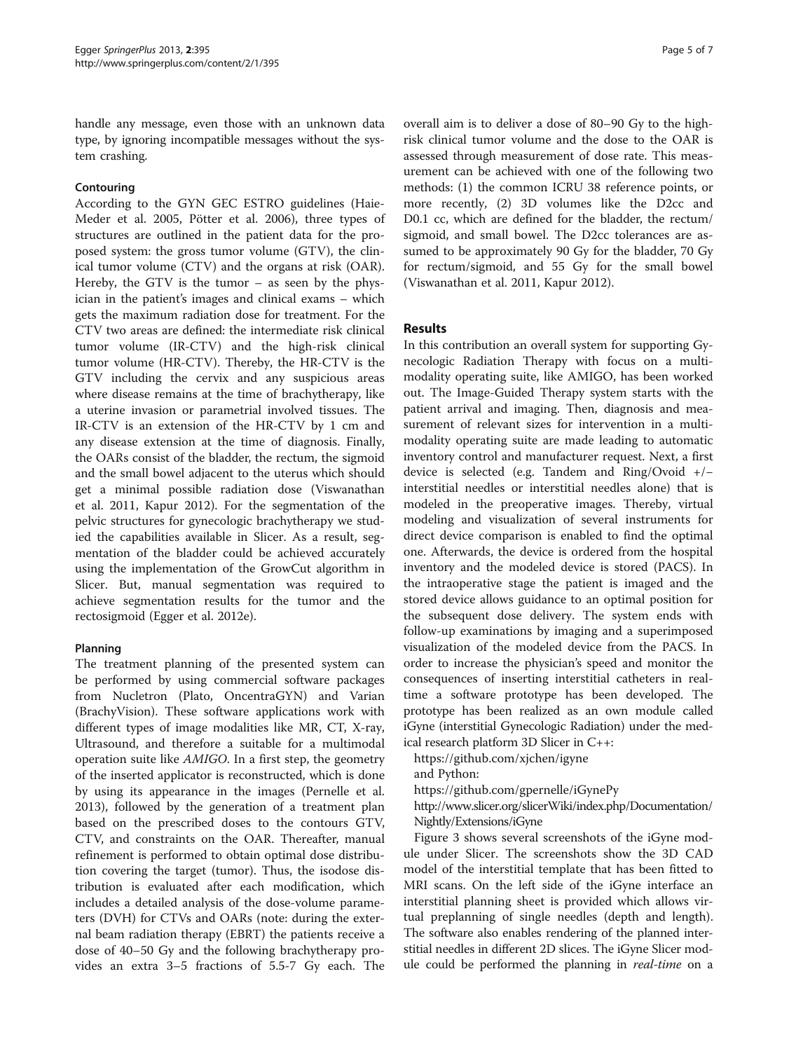handle any message, even those with an unknown data type, by ignoring incompatible messages without the system crashing.

### Contouring

According to the GYN GEC ESTRO guidelines (Haie-Meder et al. 2005, Pötter et al. 2006), three types of structures are outlined in the patient data for the proposed system: the gross tumor volume (GTV), the clinical tumor volume (CTV) and the organs at risk (OAR). Hereby, the GTV is the tumor – as seen by the physician in the patient's images and clinical exams – which gets the maximum radiation dose for treatment. For the CTV two areas are defined: the intermediate risk clinical tumor volume (IR-CTV) and the high-risk clinical tumor volume (HR-CTV). Thereby, the HR-CTV is the GTV including the cervix and any suspicious areas where disease remains at the time of brachytherapy, like a uterine invasion or parametrial involved tissues. The IR-CTV is an extension of the HR-CTV by 1 cm and any disease extension at the time of diagnosis. Finally, the OARs consist of the bladder, the rectum, the sigmoid and the small bowel adjacent to the uterus which should get a minimal possible radiation dose (Viswanathan et al. 2011, Kapur 2012). For the segmentation of the pelvic structures for gynecologic brachytherapy we studied the capabilities available in Slicer. As a result, segmentation of the bladder could be achieved accurately using the implementation of the GrowCut algorithm in Slicer. But, manual segmentation was required to achieve segmentation results for the tumor and the rectosigmoid (Egger et al. 2012e).

### Planning

The treatment planning of the presented system can be performed by using commercial software packages from Nucletron (Plato, OncentraGYN) and Varian (BrachyVision). These software applications work with different types of image modalities like MR, CT, X-ray, Ultrasound, and therefore a suitable for a multimodal operation suite like *AMIGO*. In a first step, the geometry of the inserted applicator is reconstructed, which is done by using its appearance in the images (Pernelle et al. 2013), followed by the generation of a treatment plan based on the prescribed doses to the contours GTV, CTV, and constraints on the OAR. Thereafter, manual refinement is performed to obtain optimal dose distribution covering the target (tumor). Thus, the isodose distribution is evaluated after each modification, which includes a detailed analysis of the dose-volume parameters (DVH) for CTVs and OARs (note: during the external beam radiation therapy (EBRT) the patients receive a dose of 40–50 Gy and the following brachytherapy provides an extra 3–5 fractions of 5.5-7 Gy each. The overall aim is to deliver a dose of 80–90 Gy to the high-risk clinical tumor volume and the dose to the OAR is assessed through measurement of dose rate. This measurement can be achieved with one of the following two methods: (1) the common ICRU 38 reference points, or more recently, (2) 3D volumes like the D2cc and D0.1 cc, which are defined for the bladder, the rectum/sigmoid, and small bowel. The D2cc tolerances are assumed to be approximately 90 Gy for the bladder, 70 Gy for rectum/sigmoid, and 55 Gy for the small bowel (Viswanathan et al. 2011, Kapur 2012).

## Results

In this contribution an overall system for supporting Gynecologic Radiation Therapy with focus on a multi-modality operating suite, like AMIGO, has been worked out. The Image-Guided Therapy system starts with the patient arrival and imaging. Then, diagnosis and measurement of relevant sizes for intervention in a multi-modality operating suite are made leading to automatic inventory control and manufacturer request. Next, a first device is selected (e.g. Tandem and Ring/Ovoid +/− interstitial needles or interstitial needles alone) that is modeled in the preoperative images. Thereby, virtual modeling and visualization of several instruments for direct device comparison is enabled to find the optimal one. Afterwards, the device is ordered from the hospital inventory and the modeled device is stored (PACS). In the intraoperative stage the patient is imaged and the stored device allows guidance to an optimal position for the subsequent dose delivery. The system ends with follow-up examinations by imaging and a superimposed visualization of the modeled device from the PACS. In order to increase the physician's speed and monitor the consequences of inserting interstitial catheters in real-time a software prototype has been developed. The prototype has been realized as an own module called iGyne (interstitial Gynecologic Radiation) under the medical research platform 3D Slicer in C++:

https://github.com/xjchen/igyne

and Python:

https://github.com/gpernelle/iGynePy

http://www.slicer.org/slicerWiki/index.php/Documentation/Nightly/Extensions/iGyne

Figure 3 shows several screenshots of the iGyne module under Slicer. The screenshots show the 3D CAD model of the interstitial template that has been fitted to MRI scans. On the left side of the iGyne interface an interstitial planning sheet is provided which allows virtual preplanning of single needles (depth and length). The software also enables rendering of the planned interstitial needles in different 2D slices. The iGyne Slicer module could be performed the planning in *real-time* on a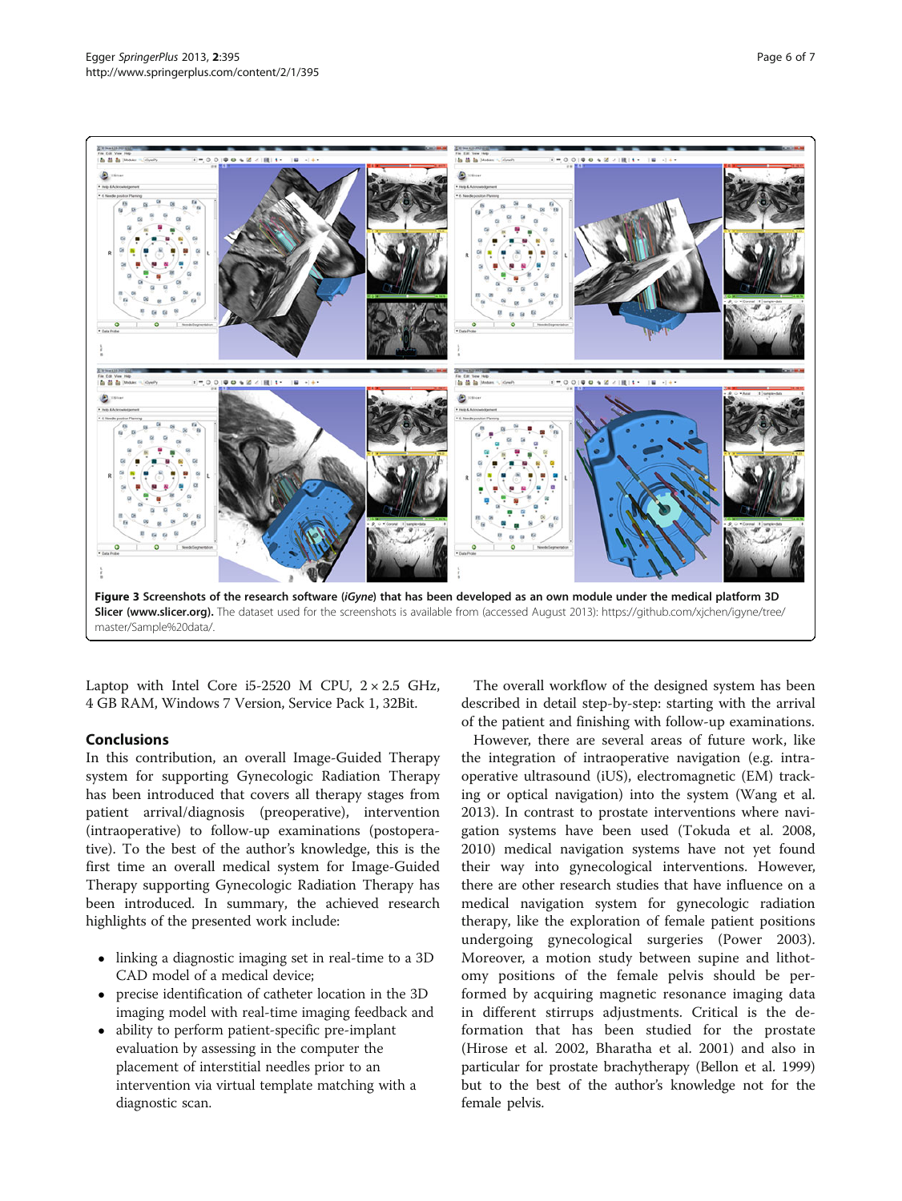**Figure 3 Screenshots of the research software (*iGyne*) that has been developed as an own module under the medical platform 3D Slicer (www.slicer.org).** The dataset used for the screenshots is available from (accessed August 2013): https://github.com/xjchen/igyne/tree/master/Sample%20data/.

Laptop with Intel Core i5-2520 M CPU, 2 × 2.5 GHz, 4 GB RAM, Windows 7 Version, Service Pack 1, 32Bit.

## Conclusions

In this contribution, an overall Image-Guided Therapy system for supporting Gynecologic Radiation Therapy has been introduced that covers all therapy stages from patient arrival/diagnosis (preoperative), intervention (intraoperative) to follow-up examinations (postoperative). To the best of the author's knowledge, this is the first time an overall medical system for Image-Guided Therapy supporting Gynecologic Radiation Therapy has been introduced. In summary, the achieved research highlights of the presented work include:

- linking a diagnostic imaging set in real-time to a 3D CAD model of a medical device;
- precise identification of catheter location in the 3D imaging model with real-time imaging feedback and
- ability to perform patient-specific pre-implant evaluation by assessing in the computer the placement of interstitial needles prior to an intervention via virtual template matching with a diagnostic scan.

The overall workflow of the designed system has been described in detail step-by-step: starting with the arrival of the patient and finishing with follow-up examinations.

However, there are several areas of future work, like the integration of intraoperative navigation (e.g. intraoperative ultrasound (iUS), electromagnetic (EM) tracking or optical navigation) into the system (Wang et al. 2013). In contrast to prostate interventions where navigation systems have been used (Tokuda et al. 2008, 2010) medical navigation systems have not yet found their way into gynecological interventions. However, there are other research studies that have influence on a medical navigation system for gynecologic radiation therapy, like the exploration of female patient positions undergoing gynecological surgeries (Power 2003). Moreover, a motion study between supine and lithotomy positions of the female pelvis should be performed by acquiring magnetic resonance imaging data in different stirrups adjustments. Critical is the deformation that has been studied for the prostate (Hirose et al. 2002, Bharatha et al. 2001) and also in particular for prostate brachytherapy (Bellon et al. 1999) but to the best of the author's knowledge not for the female pelvis.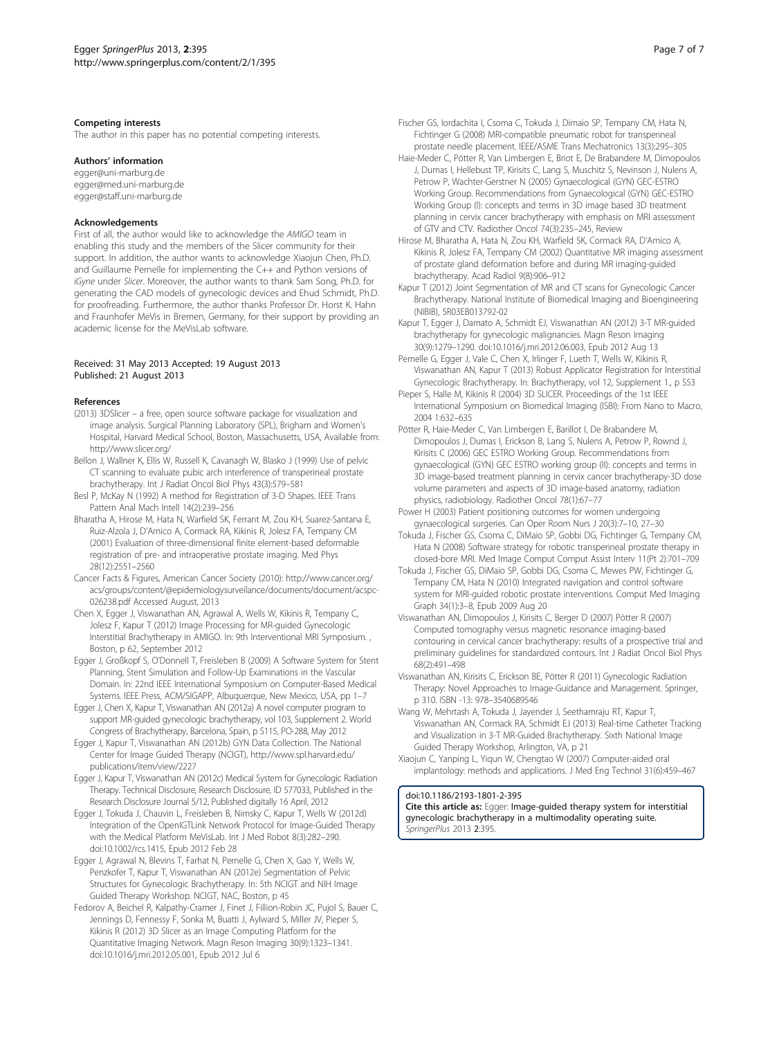### Competing interests

The author in this paper has no potential competing interests.

### Authors' information

egger@uni-marburg.de
egger@med.uni-marburg.de
egger@staff.uni-marburg.de

### Acknowledgements

First of all, the author would like to acknowledge the *AMIGO* team in enabling this study and the members of the Slicer community for their support. In addition, the author wants to acknowledge Xiaojun Chen, Ph.D. and Guillaume Pernelle for implementing the C++ and Python versions of *iGyne* under *Slicer*. Moreover, the author wants to thank Sam Song, Ph.D. for generating the CAD models of gynecologic devices and Ehud Schmidt, Ph.D. for proofreading. Furthermore, the author thanks Professor Dr. Horst K. Hahn and Fraunhofer MeVis in Bremen, Germany, for their support by providing an academic license for the MeVisLab software.

Received: 31 May 2013 Accepted: 19 August 2013
Published: 21 August 2013

### References

(2013) 3DSlicer – a free, open source software package for visualization and image analysis. Surgical Planning Laboratory (SPL), Brigham and Women's Hospital, Harvard Medical School, Boston, Massachusetts, USA, Available from: http://www.slicer.org/

Bellon J, Wallner K, Ellis W, Russell K, Cavanagh W, Blasko J (1999) Use of pelvic CT scanning to evaluate pubic arch interference of transperineal prostate brachytherapy. Int J Radiat Oncol Biol Phys 43(3):579–581

Besl P, McKay N (1992) A method for Registration of 3-D Shapes. IEEE Trans Pattern Anal Mach Intell 14(2):239–256

Bharatha A, Hirose M, Hata N, Warfield SK, Ferrant M, Zou KH, Suarez-Santana E, Ruiz-Alzola J, D'Amico A, Cormack RA, Kikinis R, Jolesz FA, Tempany CM (2001) Evaluation of three-dimensional finite element-based deformable registration of pre- and intraoperative prostate imaging. Med Phys 28(12):2551–2560

Cancer Facts & Figures, American Cancer Society (2010): http://www.cancer.org/acs/groups/content/@epidemiologysurveilance/documents/document/acspc-026238.pdf Accessed August, 2013

Chen X, Egger J, Viswanathan AN, Agrawal A, Wells W, Kikinis R, Tempany C, Jolesz F, Kapur T (2012) Image Processing for MR-guided Gynecologic Interstitial Brachytherapy in AMIGO. In: 9th Interventional MRI Symposium. , Boston, p 62, September 2012

Egger J, Großkopf S, O'Donnell T, Freisleben B (2009) A Software System for Stent Planning, Stent Simulation and Follow-Up Examinations in the Vascular Domain. In: 22nd IEEE International Symposium on Computer-Based Medical Systems. IEEE Press, ACM/SIGAPP, Albuquerque, New Mexico, USA, pp 1–7

Egger J, Chen X, Kapur T, Viswanathan AN (2012a) A novel computer program to support MR-guided gynecologic brachytherapy, vol 103, Supplement 2. World Congress of Brachytherapy, Barcelona, Spain, p S115, PO-288, May 2012

Egger J, Kapur T, Viswanathan AN (2012b) GYN Data Collection. The National Center for Image Guided Therapy (NCIGT), http://www.spl.harvard.edu/publications/item/view/2227

Egger J, Kapur T, Viswanathan AN (2012c) Medical System for Gynecologic Radiation Therapy. Technical Disclosure, Research Disclosure, ID 577033, Published in the Research Disclosure Journal 5/12, Published digitally 16 April, 2012

Egger J, Tokuda J, Chauvin L, Freisleben B, Nimsky C, Kapur T, Wells W (2012d) Integration of the OpenIGTLink Network Protocol for Image-Guided Therapy with the Medical Platform MeVisLab. Int J Med Robot 8(3):282–290. doi:10.1002/rcs.1415, Epub 2012 Feb 28

Egger J, Agrawal N, Blevins T, Farhat N, Pernelle G, Chen X, Gao Y, Wells W, Penzkofer T, Kapur T, Viswanathan AN (2012e) Segmentation of Pelvic Structures for Gynecologic Brachytherapy. In: 5th NCIGT and NIH Image Guided Therapy Workshop. NCIGT, NAC, Boston, p 45

Fedorov A, Beichel R, Kalpathy-Cramer J, Finet J, Fillion-Robin JC, Pujol S, Bauer C, Jennings D, Fennessy F, Sonka M, Buatti J, Aylward S, Miller JV, Pieper S, Kikinis R (2012) 3D Slicer as an Image Computing Platform for the Quantitative Imaging Network. Magn Reson Imaging 30(9):1323–1341. doi:10.1016/j.mri.2012.05.001, Epub 2012 Jul 6

Fischer GS, Iordachita I, Csoma C, Tokuda J, Dimaio SP, Tempany CM, Hata N, Fichtinger G (2008) MRI-compatible pneumatic robot for transperineal prostate needle placement. IEEE/ASME Trans Mechatronics 13(3):295–305

Haie-Meder C, Pötter R, Van Limbergen E, Briot E, De Brabandere M, Dimopoulos J, Dumas I, Hellebust TP, Kirisits C, Lang S, Muschitz S, Nevinson J, Nulens A, Petrow P, Wachter-Gerstner N (2005) Gynaecological (GYN) GEC-ESTRO Working Group. Recommendations from Gynaecological (GYN) GEC-ESTRO Working Group (I): concepts and terms in 3D image based 3D treatment planning in cervix cancer brachytherapy with emphasis on MRI assessment of GTV and CTV. Radiother Oncol 74(3):235–245, Review

Hirose M, Bharatha A, Hata N, Zou KH, Warfield SK, Cormack RA, D'Amico A, Kikinis R, Jolesz FA, Tempany CM (2002) Quantitative MR imaging assessment of prostate gland deformation before and during MR imaging-guided brachytherapy. Acad Radiol 9(8):906–912

Kapur T (2012) Joint Segmentation of MR and CT scans for Gynecologic Cancer Brachytherapy. National Institute of Biomedical Imaging and Bioengineering (NIBIB), 5R03EB013792-02

Kapur T, Egger J, Damato A, Schmidt EJ, Viswanathan AN (2012) 3-T MR-guided brachytherapy for gynecologic malignancies. Magn Reson Imaging 30(9):1279–1290. doi:10.1016/j.mri.2012.06.003, Epub 2012 Aug 13

Pernelle G, Egger J, Vale C, Chen X, Irlinger F, Lueth T, Wells W, Kikinis R, Viswanathan AN, Kapur T (2013) Robust Applicator Registration for Interstitial Gynecologic Brachytherapy. In: Brachytherapy, vol 12, Supplement 1., p S53

Pieper S, Halle M, Kikinis R (2004) 3D SLICER. Proceedings of the 1st IEEE International Symposium on Biomedical Imaging (ISBI): From Nano to Macro, 2004 1:632–635

Pötter R, Haie-Meder C, Van Limbergen E, Barillot I, De Brabandere M, Dimopoulos J, Dumas I, Erickson B, Lang S, Nulens A, Petrow P, Rownd J, Kirisits C (2006) GEC ESTRO Working Group. Recommendations from gynaecological (GYN) GEC ESTRO working group (II): concepts and terms in 3D image-based treatment planning in cervix cancer brachytherapy-3D dose volume parameters and aspects of 3D image-based anatomy, radiation physics, radiobiology. Radiother Oncol 78(1):67–77

Power H (2003) Patient positioning outcomes for women undergoing gynaecological surgeries. Can Oper Room Nurs J 20(3):7–10, 27–30

Tokuda J, Fischer GS, Csoma C, DiMaio SP, Gobbi DG, Fichtinger G, Tempany CM, Hata N (2008) Software strategy for robotic transperineal prostate therapy in closed-bore MRI. Med Image Comput Comput Assist Interv 11(Pt 2):701–709

Tokuda J, Fischer GS, DiMaio SP, Gobbi DG, Csoma C, Mewes PW, Fichtinger G, Tempany CM, Hata N (2010) Integrated navigation and control software system for MRI-guided robotic prostate interventions. Comput Med Imaging Graph 34(1):3–8, Epub 2009 Aug 20

Viswanathan AN, Dimopoulos J, Kirisits C, Berger D (2007) Pötter R (2007) Computed tomography versus magnetic resonance imaging-based contouring in cervical cancer brachytherapy: results of a prospective trial and preliminary guidelines for standardized contours. Int J Radiat Oncol Biol Phys 68(2):491–498

Viswanathan AN, Kirisits C, Erickson BE, Pötter R (2011) Gynecologic Radiation Therapy: Novel Approaches to Image-Guidance and Management. Springer, p 310. ISBN -13: 978–3540689546

Wang W, Mehrtash A, Tokuda J, Jayender J, Seethamraju RT, Kapur T, Viswanathan AN, Cormack RA, Schmidt EJ (2013) Real-time Catheter Tracking and Visualization in 3-T MR-Guided Brachytherapy. Sixth National Image Guided Therapy Workshop, Arlington, VA, p 21

Xiaojun C, Yanping L, Yiqun W, Chengtao W (2007) Computer-aided oral implantology: methods and applications. J Med Eng Technol 31(6):459–467

doi:10.1186/2193-1801-2-395
**Cite this article as:** Egger: Image-guided therapy system for interstitial gynecologic brachytherapy in a multimodality operating suite. *SpringerPlus* 2013 **2**:395.